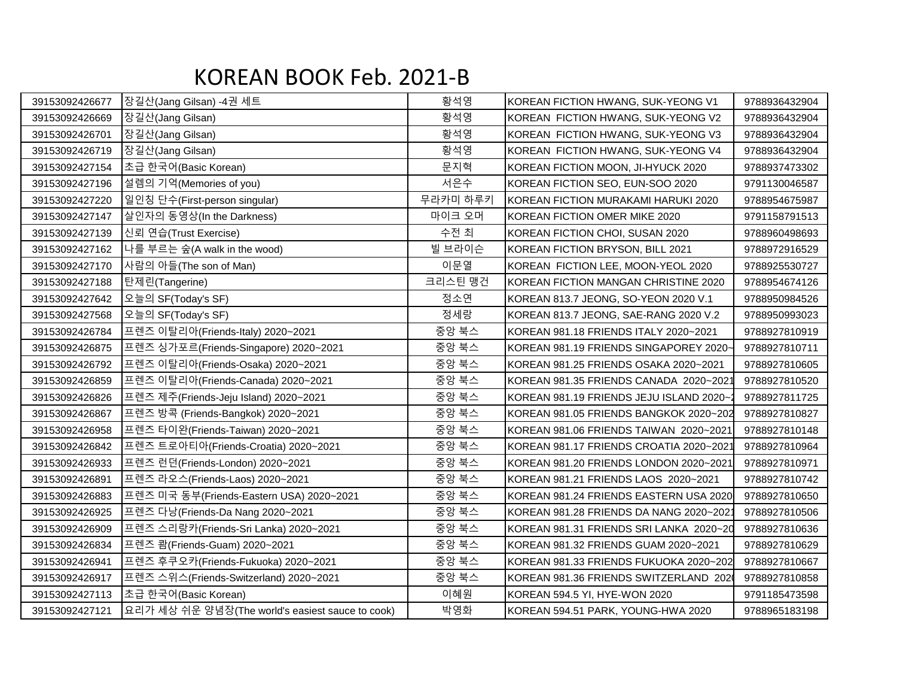# KOREAN BOOK Feb. 2021-B

| | | | | |
|---|---|---|---|---|
| 39153092426677 | 장길산(Jang Gilsan) -4권 세트 | 황석영 | KOREAN FICTION HWANG, SUK-YEONG V1 | 9788936432904 |
| 39153092426669 | 장길산(Jang Gilsan) | 황석영 | KOREAN  FICTION HWANG, SUK-YEONG V2 | 9788936432904 |
| 39153092426701 | 장길산(Jang Gilsan) | 황석영 | KOREAN  FICTION HWANG, SUK-YEONG V3 | 9788936432904 |
| 39153092426719 | 장길산(Jang Gilsan) | 황석영 | KOREAN  FICTION HWANG, SUK-YEONG V4 | 9788936432904 |
| 39153092427154 | 초급 한국어(Basic Korean) | 문지혁 | KOREAN FICTION MOON, JI-HYUCK 2020 | 9788937473302 |
| 39153092427196 | 설렘의 기억(Memories of you) | 서은수 | KOREAN FICTION SEO, EUN-SOO 2020 | 9791130046587 |
| 39153092427220 | 일인칭 단수(First-person singular) | 무라카미 하루키 | KOREAN FICTION MURAKAMI HARUKI 2020 | 9788954675987 |
| 39153092427147 | 살인자의 동영상(In the Darkness) | 마이크 오머 | KOREAN FICTION OMER MIKE 2020 | 9791158791513 |
| 39153092427139 | 신뢰 연습(Trust Exercise) | 수전 최 | KOREAN FICTION CHOI, SUSAN 2020 | 9788960498693 |
| 39153092427162 | 나를 부르는 숲(A walk in the wood) | 빌 브라이슨 | KOREAN FICTION BRYSON, BILL 2021 | 9788972916529 |
| 39153092427170 | 사람의 아들(The son of Man) | 이문열 | KOREAN  FICTION LEE, MOON-YEOL 2020 | 9788925530727 |
| 39153092427188 | 탄제린(Tangerine) | 크리스틴 맹건 | KOREAN FICTION MANGAN CHRISTINE 2020 | 9788954674126 |
| 39153092427642 | 오늘의 SF(Today's SF) | 정소연 | KOREAN 813.7 JEONG, SO-YEON 2020 V.1 | 9788950984526 |
| 39153092427568 | 오늘의 SF(Today's SF) | 정세랑 | KOREAN 813.7 JEONG, SAE-RANG 2020 V.2 | 9788950993023 |
| 39153092426784 | 프렌즈 이탈리아(Friends-Italy) 2020~2021 | 중앙 북스 | KOREAN 981.18 FRIENDS ITALY 2020~2021 | 9788927810919 |
| 39153092426875 | 프렌즈 싱가포르(Friends-Singapore) 2020~2021 | 중앙 북스 | KOREAN 981.19 FRIENDS SINGAPOREY 2020~ | 9788927810711 |
| 39153092426792 | 프렌즈 이탈리아(Friends-Osaka) 2020~2021 | 중앙 북스 | KOREAN 981.25 FRIENDS OSAKA 2020~2021 | 9788927810605 |
| 39153092426859 | 프렌즈 이탈리아(Friends-Canada) 2020~2021 | 중앙 북스 | KOREAN 981.35 FRIENDS CANADA  2020~2021 | 9788927810520 |
| 39153092426826 | 프렌즈 제주(Friends-Jeju Island) 2020~2021 | 중앙 북스 | KOREAN 981.19 FRIENDS JEJU ISLAND 2020~2 | 9788927811725 |
| 39153092426867 | 프렌즈 방콕 (Friends-Bangkok) 2020~2021 | 중앙 북스 | KOREAN 981.05 FRIENDS BANGKOK 2020~202 | 9788927810827 |
| 39153092426958 | 프렌즈 타이완(Friends-Taiwan) 2020~2021 | 중앙 북스 | KOREAN 981.06 FRIENDS TAIWAN  2020~2021 | 9788927810148 |
| 39153092426842 | 프렌즈 트로아티아(Friends-Croatia) 2020~2021 | 중앙 북스 | KOREAN 981.17 FRIENDS CROATIA 2020~2021 | 9788927810964 |
| 39153092426933 | 프렌즈 런던(Friends-London) 2020~2021 | 중앙 북스 | KOREAN 981.20 FRIENDS LONDON 2020~2021 | 9788927810971 |
| 39153092426891 | 프렌즈 라오스(Friends-Laos) 2020~2021 | 중앙 북스 | KOREAN 981.21 FRIENDS LAOS  2020~2021 | 9788927810742 |
| 39153092426883 | 프렌즈 미국 동부(Friends-Eastern USA) 2020~2021 | 중앙 북스 | KOREAN 981.24 FRIENDS EASTERN USA 2020 | 9788927810650 |
| 39153092426925 | 프렌즈 다낭(Friends-Da Nang 2020~2021 | 중앙 북스 | KOREAN 981.28 FRIENDS DA NANG 2020~2021 | 9788927810506 |
| 39153092426909 | 프렌즈 스리랑카(Friends-Sri Lanka) 2020~2021 | 중앙 북스 | KOREAN 981.31 FRIENDS SRI LANKA  2020~20 | 9788927810636 |
| 39153092426834 | 프렌즈 괌(Friends-Guam) 2020~2021 | 중앙 북스 | KOREAN 981.32 FRIENDS GUAM 2020~2021 | 9788927810629 |
| 39153092426941 | 프렌즈 후쿠오카(Friends-Fukuoka) 2020~2021 | 중앙 북스 | KOREAN 981.33 FRIENDS FUKUOKA 2020~202 | 9788927810667 |
| 39153092426917 | 프렌즈 스위스(Friends-Switzerland) 2020~2021 | 중앙 북스 | KOREAN 981.36 FRIENDS SWITZERLAND  202 | 9788927810858 |
| 39153092427113 | 초급 한국어(Basic Korean) | 이혜원 | KOREAN 594.5 YI, HYE-WON 2020 | 9791185473598 |
| 39153092427121 | 요리가 세상 쉬운 양념장(The world's easiest sauce to cook) | 박영화 | KOREAN 594.51 PARK, YOUNG-HWA 2020 | 9788965183198 |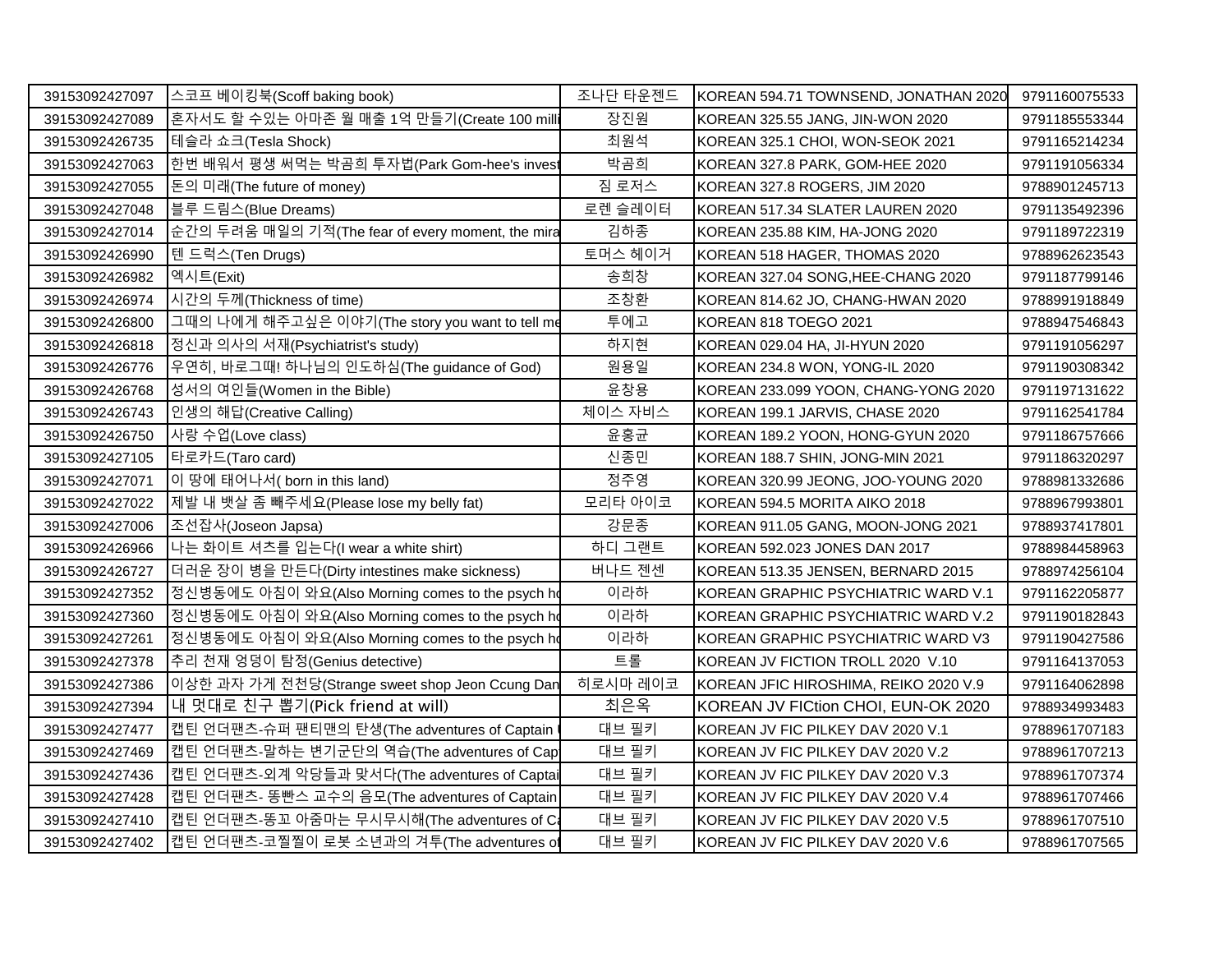| 39153092427097 | 스코프 베이킹북(Scoff baking book) | 조나단 타운젠드 | KOREAN 594.71 TOWNSEND, JONATHAN 2020 | 9791160075533 |
|---|---|---|---|---|
| 39153092427089 | 혼자서도 할 수있는 아마존 월 매출 1억 만들기(Create 100 milli | 장진원 | KOREAN 325.55 JANG, JIN-WON 2020 | 9791185553344 |
| 39153092426735 | 테슬라 쇼크(Tesla Shock) | 최원석 | KOREAN 325.1 CHOI, WON-SEOK 2021 | 9791165214234 |
| 39153092427063 | 한번 배워서 평생 써먹는 박곰희 투자법(Park Gom-hee's invest | 박곰희 | KOREAN 327.8 PARK, GOM-HEE 2020 | 9791191056334 |
| 39153092427055 | 돈의 미래(The future of money) | 짐 로저스 | KOREAN 327.8 ROGERS, JIM 2020 | 9788901245713 |
| 39153092427048 | 블루 드림스(Blue Dreams) | 로렌 슬레이터 | KOREAN 517.34 SLATER LAUREN 2020 | 9791135492396 |
| 39153092427014 | 순간의 두려움 매일의 기적(The fear of every moment, the mira | 김하종 | KOREAN 235.88 KIM, HA-JONG 2020 | 9791189722319 |
| 39153092426990 | 텐 드럭스(Ten Drugs) | 토머스 헤이거 | KOREAN 518 HAGER, THOMAS 2020 | 9788962623543 |
| 39153092426982 | 엑시트(Exit) | 송희창 | KOREAN 327.04 SONG,HEE-CHANG 2020 | 9791187799146 |
| 39153092426974 | 시간의 두께(Thickness of time) | 조창환 | KOREAN 814.62 JO, CHANG-HWAN 2020 | 9788991918849 |
| 39153092426800 | 그때의 나에게 해주고싶은 이야기(The story you want to tell me | 투에고 | KOREAN 818 TOEGO 2021 | 9788947546843 |
| 39153092426818 | 정신과 의사의 서재(Psychiatrist's study) | 하지현 | KOREAN 029.04 HA, JI-HYUN 2020 | 9791191056297 |
| 39153092426776 | 우연히, 바로그때! 하나님의 인도하심(The guidance of God) | 원용일 | KOREAN 234.8 WON, YONG-IL 2020 | 9791190308342 |
| 39153092426768 | 성서의 여인들(Women in the Bible) | 윤창용 | KOREAN 233.099 YOON, CHANG-YONG 2020 | 9791197131622 |
| 39153092426743 | 인생의 해답(Creative Calling) | 체이스 자비스 | KOREAN 199.1 JARVIS, CHASE 2020 | 9791162541784 |
| 39153092426750 | 사랑 수업(Love class) | 윤홍균 | KOREAN 189.2 YOON, HONG-GYUN 2020 | 9791186757666 |
| 39153092427105 | 타로카드(Taro card) | 신종민 | KOREAN 188.7 SHIN, JONG-MIN 2021 | 9791186320297 |
| 39153092427071 | 이 땅에 태어나서( born in this land) | 정주영 | KOREAN 320.99 JEONG, JOO-YOUNG 2020 | 9788981332686 |
| 39153092427022 | 제발 내 뱃살 좀 빼주세요(Please lose my belly fat) | 모리타 아이코 | KOREAN 594.5 MORITA AIKO 2018 | 9788967993801 |
| 39153092427006 | 조선잡사(Joseon Japsa) | 강문종 | KOREAN 911.05 GANG, MOON-JONG 2021 | 9788937417801 |
| 39153092426966 | 나는 화이트 셔츠를 입는다(I wear a white shirt) | 하디 그랜트 | KOREAN 592.023 JONES DAN 2017 | 9788984458963 |
| 39153092426727 | 더러운 장이 병을 만든다(Dirty intestines make sickness) | 버나드 젠센 | KOREAN 513.35 JENSEN, BERNARD 2015 | 9788974256104 |
| 39153092427352 | 정신병동에도 아침이 와요(Also Morning comes to the psych ho | 이라하 | KOREAN GRAPHIC PSYCHIATRIC WARD V.1 | 9791162205877 |
| 39153092427360 | 정신병동에도 아침이 와요(Also Morning comes to the psych ho | 이라하 | KOREAN GRAPHIC PSYCHIATRIC WARD V.2 | 9791190182843 |
| 39153092427261 | 정신병동에도 아침이 와요(Also Morning comes to the psych ho | 이라하 | KOREAN GRAPHIC PSYCHIATRIC WARD V3 | 9791190427586 |
| 39153092427378 | 추리 천재 엉덩이 탐정(Genius detective) | 트롤 | KOREAN JV FICTION TROLL 2020 V.10 | 9791164137053 |
| 39153092427386 | 이상한 과자 가게 전천당(Strange sweet shop Jeon Ccung Dan | 히로시마 레이코 | KOREAN JFIC HIROSHIMA, REIKO 2020 V.9 | 9791164062898 |
| 39153092427394 | 내 멋대로 친구 뽑기(Pick friend at will) | 최은옥 | KOREAN JV FICtion CHOI, EUN-OK 2020 | 9788934993483 |
| 39153092427477 | 캡틴 언더팬츠-슈퍼 팬티맨의 탄생(The adventures of Captain | 대브 필키 | KOREAN JV FIC PILKEY DAV 2020 V.1 | 9788961707183 |
| 39153092427469 | 캡틴 언더팬츠-말하는 변기군단의 역습(The adventures of Cap | 대브 필키 | KOREAN JV FIC PILKEY DAV 2020 V.2 | 9788961707213 |
| 39153092427436 | 캡틴 언더팬츠-외계 악당들과 맞서다(The adventures of Captai | 대브 필키 | KOREAN JV FIC PILKEY DAV 2020 V.3 | 9788961707374 |
| 39153092427428 | 캡틴 언더팬츠- 똥빤스 교수의 음모(The adventures of Captain | 대브 필키 | KOREAN JV FIC PILKEY DAV 2020 V.4 | 9788961707466 |
| 39153092427410 | 캡틴 언더팬츠-똥꼬 아줌마는 무시무시해(The adventures of Ca | 대브 필키 | KOREAN JV FIC PILKEY DAV 2020 V.5 | 9788961707510 |
| 39153092427402 | 캡틴 언더팬츠-코찔찔이 로봇 소년과의 겨투(The adventures of | 대브 필키 | KOREAN JV FIC PILKEY DAV 2020 V.6 | 9788961707565 |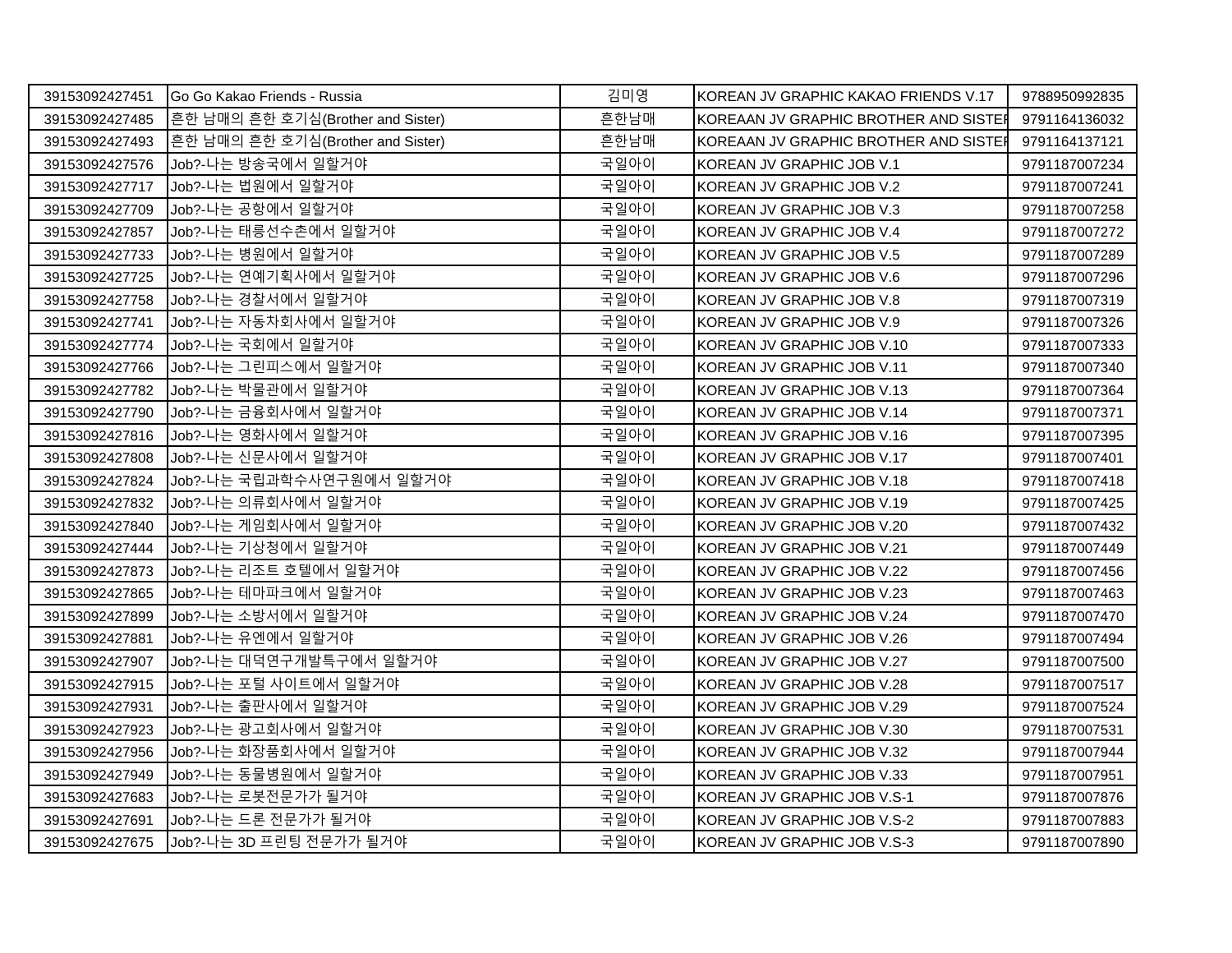| | | | | |
|---|---|---|---|---|
| 39153092427451 | Go Go Kakao Friends - Russia | 김미영 | KOREAN JV GRAPHIC KAKAO FRIENDS V.17 | 9788950992835 |
| 39153092427485 | 흔한 남매의 흔한 호기심(Brother and Sister) | 흔한남매 | KOREAAN JV GRAPHIC BROTHER AND SISTER | 9791164136032 |
| 39153092427493 | 흔한 남매의 흔한 호기심(Brother and Sister) | 흔한남매 | KOREAAN JV GRAPHIC BROTHER AND SISTER | 9791164137121 |
| 39153092427576 | Job?-나는 방송국에서 일할거야 | 국일아이 | KOREAN JV GRAPHIC JOB V.1 | 9791187007234 |
| 39153092427717 | Job?-나는 법원에서 일할거야 | 국일아이 | KOREAN JV GRAPHIC JOB V.2 | 9791187007241 |
| 39153092427709 | Job?-나는 공항에서 일할거야 | 국일아이 | KOREAN JV GRAPHIC JOB V.3 | 9791187007258 |
| 39153092427857 | Job?-나는 태릉선수촌에서 일할거야 | 국일아이 | KOREAN JV GRAPHIC JOB V.4 | 9791187007272 |
| 39153092427733 | Job?-나는 병원에서 일할거야 | 국일아이 | KOREAN JV GRAPHIC JOB V.5 | 9791187007289 |
| 39153092427725 | Job?-나는 연예기획사에서 일할거야 | 국일아이 | KOREAN JV GRAPHIC JOB V.6 | 9791187007296 |
| 39153092427758 | Job?-나는 경찰서에서 일할거야 | 국일아이 | KOREAN JV GRAPHIC JOB V.8 | 9791187007319 |
| 39153092427741 | Job?-나는 자동차회사에서 일할거야 | 국일아이 | KOREAN JV GRAPHIC JOB V.9 | 9791187007326 |
| 39153092427774 | Job?-나는 국회에서 일할거야 | 국일아이 | KOREAN JV GRAPHIC JOB V.10 | 9791187007333 |
| 39153092427766 | Job?-나는 그린피스에서 일할거야 | 국일아이 | KOREAN JV GRAPHIC JOB V.11 | 9791187007340 |
| 39153092427782 | Job?-나는 박물관에서 일할거야 | 국일아이 | KOREAN JV GRAPHIC JOB V.13 | 9791187007364 |
| 39153092427790 | Job?-나는 금융회사에서 일할거야 | 국일아이 | KOREAN JV GRAPHIC JOB V.14 | 9791187007371 |
| 39153092427816 | Job?-나는 영화사에서 일할거야 | 국일아이 | KOREAN JV GRAPHIC JOB V.16 | 9791187007395 |
| 39153092427808 | Job?-나는 신문사에서 일할거야 | 국일아이 | KOREAN JV GRAPHIC JOB V.17 | 9791187007401 |
| 39153092427824 | Job?-나는 국립과학수사연구원에서 일할거야 | 국일아이 | KOREAN JV GRAPHIC JOB V.18 | 9791187007418 |
| 39153092427832 | Job?-나는 의류회사에서 일할거야 | 국일아이 | KOREAN JV GRAPHIC JOB V.19 | 9791187007425 |
| 39153092427840 | Job?-나는 게임회사에서 일할거야 | 국일아이 | KOREAN JV GRAPHIC JOB V.20 | 9791187007432 |
| 39153092427444 | Job?-나는 기상청에서 일할거야 | 국일아이 | KOREAN JV GRAPHIC JOB V.21 | 9791187007449 |
| 39153092427873 | Job?-나는 리조트 호텔에서 일할거야 | 국일아이 | KOREAN JV GRAPHIC JOB V.22 | 9791187007456 |
| 39153092427865 | Job?-나는 테마파크에서 일할거야 | 국일아이 | KOREAN JV GRAPHIC JOB V.23 | 9791187007463 |
| 39153092427899 | Job?-나는 소방서에서 일할거야 | 국일아이 | KOREAN JV GRAPHIC JOB V.24 | 9791187007470 |
| 39153092427881 | Job?-나는 유엔에서 일할거야 | 국일아이 | KOREAN JV GRAPHIC JOB V.26 | 9791187007494 |
| 39153092427907 | Job?-나는 대덕연구개발특구에서 일할거야 | 국일아이 | KOREAN JV GRAPHIC JOB V.27 | 9791187007500 |
| 39153092427915 | Job?-나는 포털 사이트에서 일할거야 | 국일아이 | KOREAN JV GRAPHIC JOB V.28 | 9791187007517 |
| 39153092427931 | Job?-나는 출판사에서 일할거야 | 국일아이 | KOREAN JV GRAPHIC JOB V.29 | 9791187007524 |
| 39153092427923 | Job?-나는 광고회사에서 일할거야 | 국일아이 | KOREAN JV GRAPHIC JOB V.30 | 9791187007531 |
| 39153092427956 | Job?-나는 화장품회사에서 일할거야 | 국일아이 | KOREAN JV GRAPHIC JOB V.32 | 9791187007944 |
| 39153092427949 | Job?-나는 동물병원에서 일할거야 | 국일아이 | KOREAN JV GRAPHIC JOB V.33 | 9791187007951 |
| 39153092427683 | Job?-나는 로봇전문가가 될거야 | 국일아이 | KOREAN JV GRAPHIC JOB V.S-1 | 9791187007876 |
| 39153092427691 | Job?-나는 드론 전문가가 될거야 | 국일아이 | KOREAN JV GRAPHIC JOB V.S-2 | 9791187007883 |
| 39153092427675 | Job?-나는 3D 프린팅 전문가가 될거야 | 국일아이 | KOREAN JV GRAPHIC JOB V.S-3 | 9791187007890 |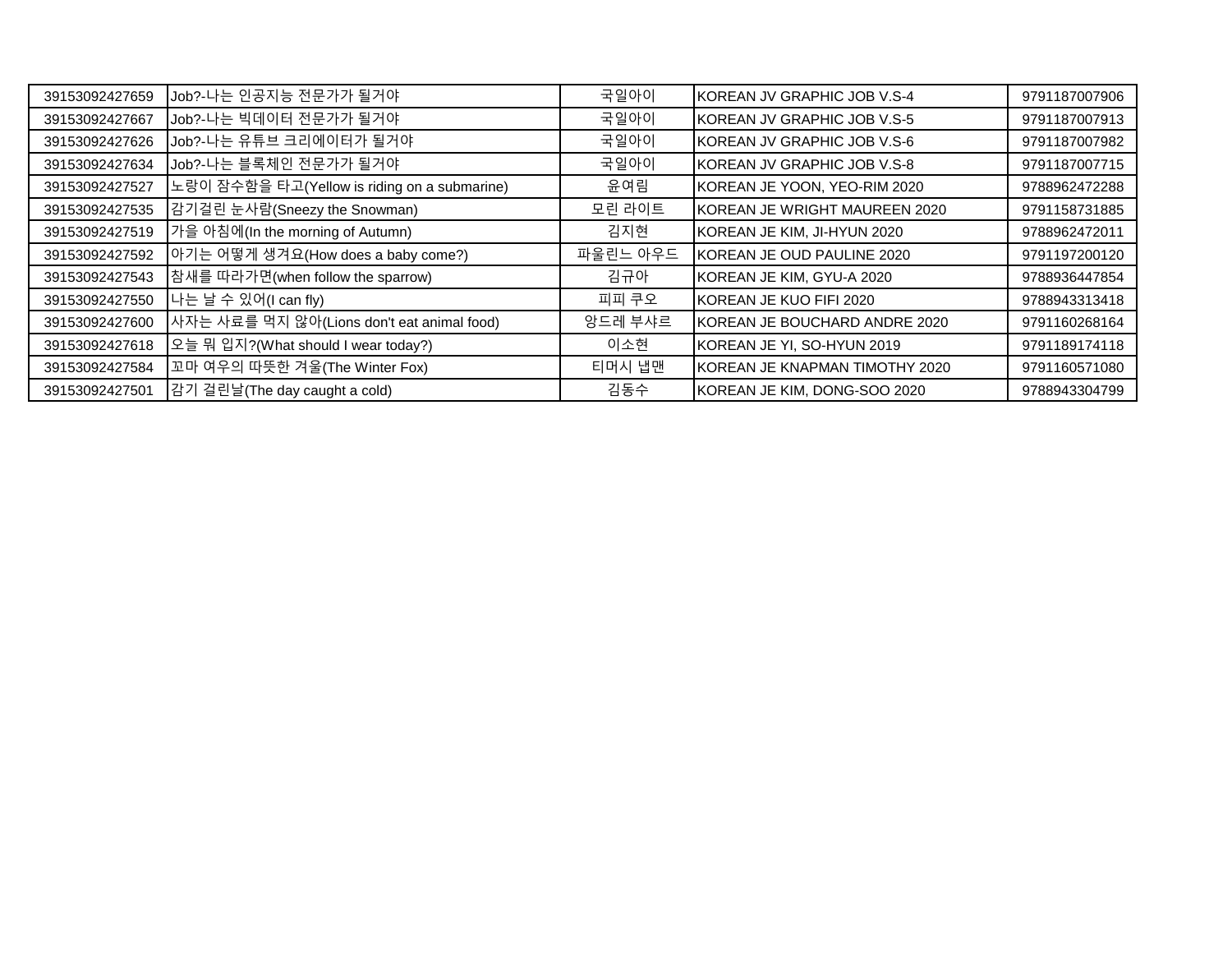| | | | | |
|---|---|---|---|---|
| 39153092427659 | Job?-나는 인공지능 전문가가 될거야 | 국일아이 | KOREAN JV GRAPHIC JOB V.S-4 | 9791187007906 |
| 39153092427667 | Job?-나는 빅데이터 전문가가 될거야 | 국일아이 | KOREAN JV GRAPHIC JOB V.S-5 | 9791187007913 |
| 39153092427626 | Job?-나는 유튜브 크리에이터가 될거야 | 국일아이 | KOREAN JV GRAPHIC JOB V.S-6 | 9791187007982 |
| 39153092427634 | Job?-나는 블록체인 전문가가 될거야 | 국일아이 | KOREAN JV GRAPHIC JOB V.S-8 | 9791187007715 |
| 39153092427527 | 노랑이 잠수함을 타고(Yellow is riding on a submarine) | 윤여림 | KOREAN JE YOON, YEO-RIM 2020 | 9788962472288 |
| 39153092427535 | 감기걸린 눈사람(Sneezy the Snowman) | 모린 라이트 | KOREAN JE WRIGHT MAUREEN 2020 | 9791158731885 |
| 39153092427519 | 가을 아침에(In the morning of Autumn) | 김지현 | KOREAN JE KIM, JI-HYUN 2020 | 9788962472011 |
| 39153092427592 | 아기는 어떻게 생겨요(How does a baby come?) | 파울린느 아우드 | KOREAN JE OUD PAULINE 2020 | 9791197200120 |
| 39153092427543 | 참새를 따라가면(when follow the sparrow) | 김규아 | KOREAN JE KIM, GYU-A 2020 | 9788936447854 |
| 39153092427550 | 나는 날 수 있어(I can fly) | 피피 쿠오 | KOREAN JE KUO FIFI 2020 | 9788943313418 |
| 39153092427600 | 사자는 사료를 먹지 않아(Lions don't eat animal food) | 앙드레 부샤르 | KOREAN JE BOUCHARD ANDRE 2020 | 9791160268164 |
| 39153092427618 | 오늘 뭐 입지?(What should I wear today?) | 이소현 | KOREAN JE YI, SO-HYUN 2019 | 9791189174118 |
| 39153092427584 | 꼬마 여우의 따뜻한 겨울(The Winter Fox) | 티머시 냅맨 | KOREAN JE KNAPMAN TIMOTHY 2020 | 9791160571080 |
| 39153092427501 | 감기 걸린날(The day caught a cold) | 김동수 | KOREAN JE KIM, DONG-SOO 2020 | 9788943304799 |